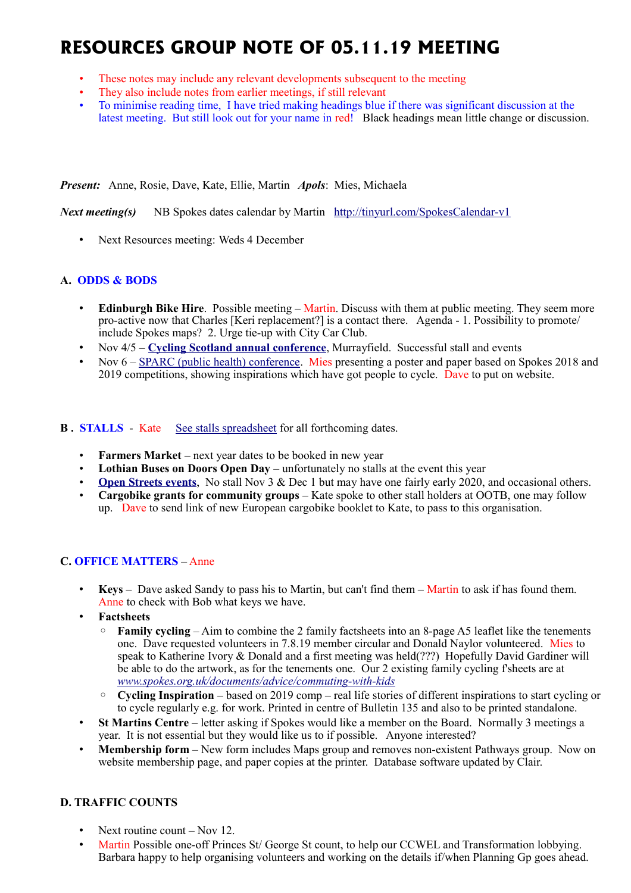# RESOURCES GROUP NOTE OF 05.11.19 MEETING

- These notes may include any relevant developments subsequent to the meeting
- They also include notes from earlier meetings, if still relevant
- To minimise reading time, I have tried making headings blue if there was significant discussion at the latest meeting. But still look out for your name in red! Black headings mean little change or discussion.

***Present:*** Anne, Rosie, Dave, Kate, Ellie, Martin ***Apols***: Mies, Michaela

***Next meeting(s)*** NB Spokes dates calendar by Martin http://tinyurl.com/SpokesCalendar-v1

- Next Resources meeting: Weds 4 December

### A. ODDS & BODS

- **Edinburgh Bike Hire**. Possible meeting – Martin. Discuss with them at public meeting. They seem more pro-active now that Charles [Keri replacement?] is a contact there. Agenda - 1. Possibility to promote/ include Spokes maps? 2. Urge tie-up with City Car Club.
- Nov 4/5 – **Cycling Scotland annual conference**, Murrayfield. Successful stall and events
- Nov 6 – SPARC (public health) conference. Mies presenting a poster and paper based on Spokes 2018 and 2019 competitions, showing inspirations which have got people to cycle. Dave to put on website.

### B . STALLS - Kate See stalls spreadsheet for all forthcoming dates.

- **Farmers Market** – next year dates to be booked in new year
- **Lothian Buses on Doors Open Day** – unfortunately no stalls at the event this year
- **Open Streets events**, No stall Nov 3 & Dec 1 but may have one fairly early 2020, and occasional others.
- **Cargobike grants for community groups** – Kate spoke to other stall holders at OOTB, one may follow up. Dave to send link of new European cargobike booklet to Kate, to pass to this organisation.

### C. OFFICE MATTERS – Anne

- **Keys** – Dave asked Sandy to pass his to Martin, but can't find them – Martin to ask if has found them. Anne to check with Bob what keys we have.
- **Factsheets**
  - **Family cycling** – Aim to combine the 2 family factsheets into an 8-page A5 leaflet like the tenements one. Dave requested volunteers in 7.8.19 member circular and Donald Naylor volunteered. Mies to speak to Katherine Ivory & Donald and a first meeting was held(???) Hopefully David Gardiner will be able to do the artwork, as for the tenements one. Our 2 existing family cycling f'sheets are at *www.spokes.org.uk/documents/advice/commuting-with-kids*
  - **Cycling Inspiration** – based on 2019 comp – real life stories of different inspirations to start cycling or to cycle regularly e.g. for work. Printed in centre of Bulletin 135 and also to be printed standalone.
- **St Martins Centre** – letter asking if Spokes would like a member on the Board. Normally 3 meetings a year. It is not essential but they would like us to if possible. Anyone interested?
- **Membership form** – New form includes Maps group and removes non-existent Pathways group. Now on website membership page, and paper copies at the printer. Database software updated by Clair.

### D. TRAFFIC COUNTS

- Next routine count – Nov 12.
- Martin Possible one-off Princes St/ George St count, to help our CCWEL and Transformation lobbying. Barbara happy to help organising volunteers and working on the details if/when Planning Gp goes ahead.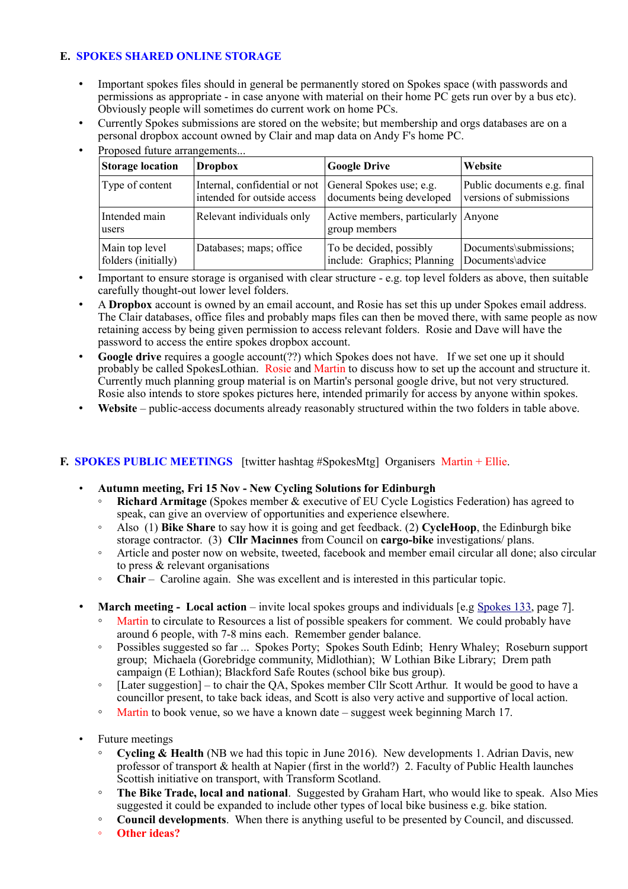## E. SPOKES SHARED ONLINE STORAGE

- Important spokes files should in general be permanently stored on Spokes space (with passwords and permissions as appropriate - in case anyone with material on their home PC gets run over by a bus etc). Obviously people will sometimes do current work on home PCs.
- Currently Spokes submissions are stored on the website; but membership and orgs databases are on a personal dropbox account owned by Clair and map data on Andy F's home PC.
- Proposed future arrangements...

| Storage location | Dropbox | Google Drive | Website |
|---|---|---|---|
| Type of content | Internal, confidential or not intended for outside access | General Spokes use; e.g. documents being developed | Public documents e.g. final versions of submissions |
| Intended main users | Relevant individuals only | Active members, particularly group members | Anyone |
| Main top level folders (initially) | Databases; maps; office | To be decided, possibly include: Graphics; Planning | Documents\submissions; Documents\advice |

- Important to ensure storage is organised with clear structure - e.g. top level folders as above, then suitable carefully thought-out lower level folders.
- A **Dropbox** account is owned by an email account, and Rosie has set this up under Spokes email address. The Clair databases, office files and probably maps files can then be moved there, with same people as now retaining access by being given permission to access relevant folders. Rosie and Dave will have the password to access the entire spokes dropbox account.
- **Google drive** requires a google account(??) which Spokes does not have. If we set one up it should probably be called SpokesLothian. Rosie and Martin to discuss how to set up the account and structure it. Currently much planning group material is on Martin's personal google drive, but not very structured. Rosie also intends to store spokes pictures here, intended primarily for access by anyone within spokes.
- **Website** – public-access documents already reasonably structured within the two folders in table above.

## F. SPOKES PUBLIC MEETINGS [twitter hashtag #SpokesMtg] Organisers Martin + Ellie.

- **Autumn meeting, Fri 15 Nov - New Cycling Solutions for Edinburgh**
  - **Richard Armitage** (Spokes member & executive of EU Cycle Logistics Federation) has agreed to speak, can give an overview of opportunities and experience elsewhere.
  - Also (1) **Bike Share** to say how it is going and get feedback. (2) **CycleHoop**, the Edinburgh bike storage contractor. (3) **Cllr Macinnes** from Council on **cargo-bike** investigations/ plans.
  - Article and poster now on website, tweeted, facebook and member email circular all done; also circular to press & relevant organisations
  - **Chair** – Caroline again. She was excellent and is interested in this particular topic.

- **March meeting - Local action** – invite local spokes groups and individuals [e.g Spokes 133, page 7].
  - Martin to circulate to Resources a list of possible speakers for comment. We could probably have around 6 people, with 7-8 mins each. Remember gender balance.
  - Possibles suggested so far ... Spokes Porty; Spokes South Edinb; Henry Whaley; Roseburn support group; Michaela (Gorebridge community, Midlothian); W Lothian Bike Library; Drem path campaign (E Lothian); Blackford Safe Routes (school bike bus group).
  - [Later suggestion] – to chair the QA, Spokes member Cllr Scott Arthur. It would be good to have a councillor present, to take back ideas, and Scott is also very active and supportive of local action.
  - Martin to book venue, so we have a known date – suggest week beginning March 17.

- Future meetings
  - **Cycling & Health** (NB we had this topic in June 2016). New developments 1. Adrian Davis, new professor of transport & health at Napier (first in the world?) 2. Faculty of Public Health launches Scottish initiative on transport, with Transform Scotland.
  - **The Bike Trade, local and national**. Suggested by Graham Hart, who would like to speak. Also Mies suggested it could be expanded to include other types of local bike business e.g. bike station.
  - **Council developments**. When there is anything useful to be presented by Council, and discussed.
  - **Other ideas?**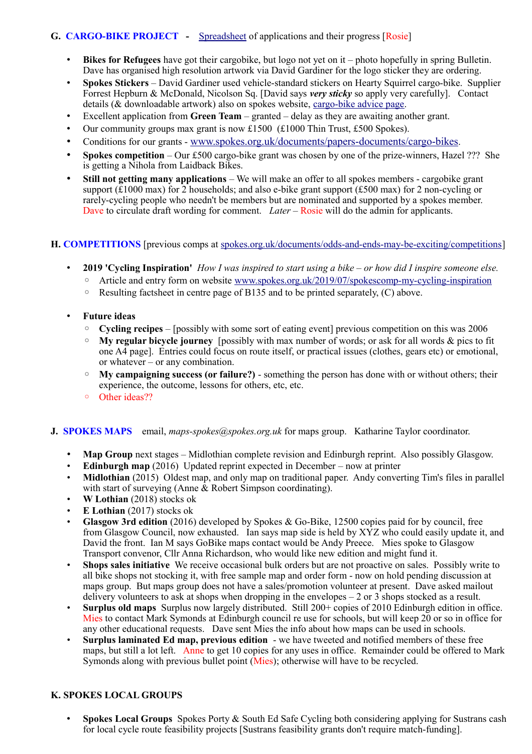## G. CARGO-BIKE PROJECT - Spreadsheet of applications and their progress [Rosie]

- **Bikes for Refugees** have got their cargobike, but logo not yet on it – photo hopefully in spring Bulletin. Dave has organised high resolution artwork via David Gardiner for the logo sticker they are ordering.
- **Spokes Stickers** – David Gardiner used vehicle-standard stickers on Hearty Squirrel cargo-bike. Supplier Forrest Hepburn & McDonald, Nicolson Sq. [David says ***very sticky*** so apply very carefully]. Contact details (& downloadable artwork) also on spokes website, cargo-bike advice page.
- Excellent application from **Green Team** – granted – delay as they are awaiting another grant.
- Our community groups max grant is now £1500 (£1000 Thin Trust, £500 Spokes).
- Conditions for our grants - www.spokes.org.uk/documents/papers-documents/cargo-bikes.
- **Spokes competition** – Our £500 cargo-bike grant was chosen by one of the prize-winners, Hazel ??? She is getting a Nihola from Laidback Bikes.
- **Still not getting many applications** – We will make an offer to all spokes members - cargobike grant support (£1000 max) for 2 households; and also e-bike grant support (£500 max) for 2 non-cycling or rarely-cycling people who needn't be members but are nominated and supported by a spokes member. Dave to circulate draft wording for comment. *Later* – Rosie will do the admin for applicants.

## H. COMPETITIONS [previous comps at spokes.org.uk/documents/odds-and-ends-may-be-exciting/competitions]

- **2019 'Cycling Inspiration'** *How I was inspired to start using a bike – or how did I inspire someone else.*
  - Article and entry form on website www.spokes.org.uk/2019/07/spokescomp-my-cycling-inspiration
  - Resulting factsheet in centre page of B135 and to be printed separately, (C) above.
- **Future ideas**
  - **Cycling recipes** – [possibly with some sort of eating event] previous competition on this was 2006
  - **My regular bicycle journey** [possibly with max number of words; or ask for all words & pics to fit one A4 page]. Entries could focus on route itself, or practical issues (clothes, gears etc) or emotional, or whatever – or any combination.
  - **My campaigning success (or failure?)** - something the person has done with or without others; their experience, the outcome, lessons for others, etc, etc.
  - Other ideas??

## J. SPOKES MAPS email, *maps-spokes@spokes.org.uk* for maps group. Katharine Taylor coordinator.

- **Map Group** next stages – Midlothian complete revision and Edinburgh reprint. Also possibly Glasgow.
- **Edinburgh map** (2016) Updated reprint expected in December – now at printer
- **Midlothian** (2015) Oldest map, and only map on traditional paper. Andy converting Tim's files in parallel with start of surveying (Anne & Robert Simpson coordinating).
- **W Lothian** (2018) stocks ok
- **E Lothian** (2017) stocks ok
- **Glasgow 3rd edition** (2016) developed by Spokes & Go-Bike, 12500 copies paid for by council, free from Glasgow Council, now exhausted. Ian says map side is held by XYZ who could easily update it, and David the front. Ian M says GoBike maps contact would be Andy Preece. Mies spoke to Glasgow Transport convenor, Cllr Anna Richardson, who would like new edition and might fund it.
- **Shops sales initiative** We receive occasional bulk orders but are not proactive on sales. Possibly write to all bike shops not stocking it, with free sample map and order form - now on hold pending discussion at maps group. But maps group does not have a sales/promotion volunteer at present. Dave asked mailout delivery volunteers to ask at shops when dropping in the envelopes – 2 or 3 shops stocked as a result.
- **Surplus old maps** Surplus now largely distributed. Still 200+ copies of 2010 Edinburgh edition in office. Mies to contact Mark Symonds at Edinburgh council re use for schools, but will keep 20 or so in office for any other educational requests. Dave sent Mies the info about how maps can be used in schools.
- **Surplus laminated Ed map, previous edition** - we have tweeted and notified members of these free maps, but still a lot left. Anne to get 10 copies for any uses in office. Remainder could be offered to Mark Symonds along with previous bullet point (Mies); otherwise will have to be recycled.

## K. SPOKES LOCAL GROUPS

- **Spokes Local Groups** Spokes Porty & South Ed Safe Cycling both considering applying for Sustrans cash for local cycle route feasibility projects [Sustrans feasibility grants don't require match-funding].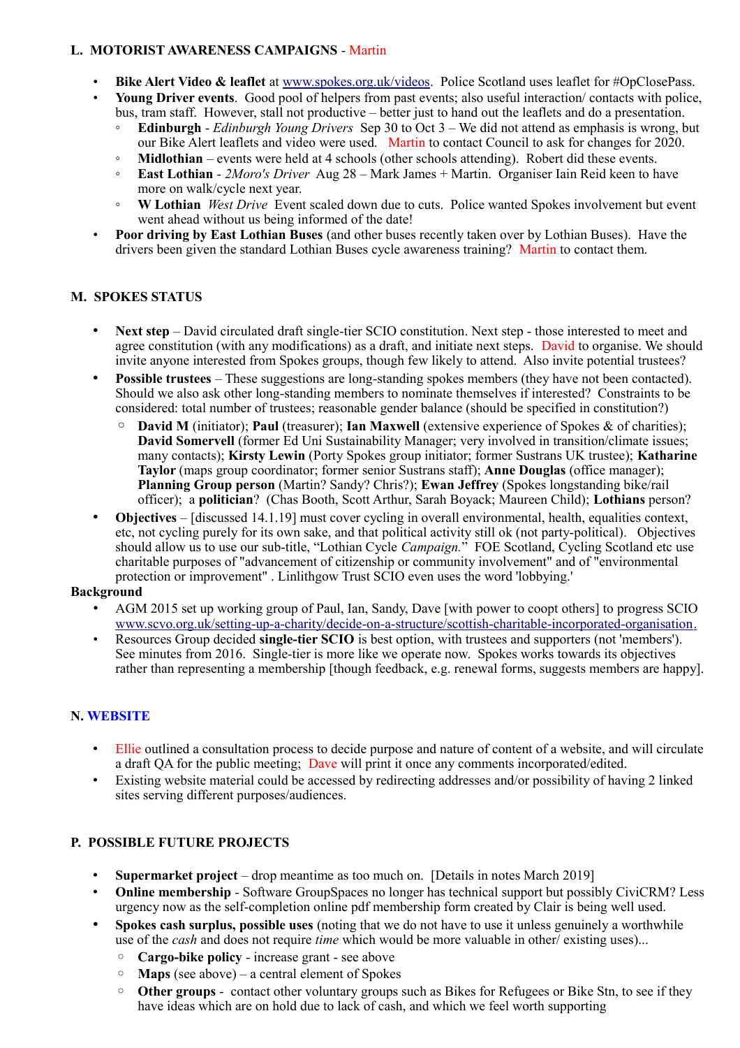## L. MOTORIST AWARENESS CAMPAIGNS - Martin

- **Bike Alert Video & leaflet** at www.spokes.org.uk/videos. Police Scotland uses leaflet for #OpClosePass.
- **Young Driver events**. Good pool of helpers from past events; also useful interaction/ contacts with police, bus, tram staff. However, stall not productive – better just to hand out the leaflets and do a presentation.
  - **Edinburgh** - *Edinburgh Young Drivers* Sep 30 to Oct 3 – We did not attend as emphasis is wrong, but our Bike Alert leaflets and video were used. Martin to contact Council to ask for changes for 2020.
  - **Midlothian** – events were held at 4 schools (other schools attending). Robert did these events.
  - **East Lothian** - *2Moro's Driver* Aug 28 – Mark James + Martin. Organiser Iain Reid keen to have more on walk/cycle next year.
  - **W Lothian** *West Drive* Event scaled down due to cuts. Police wanted Spokes involvement but event went ahead without us being informed of the date!
- **Poor driving by East Lothian Buses** (and other buses recently taken over by Lothian Buses). Have the drivers been given the standard Lothian Buses cycle awareness training? Martin to contact them.

## M. SPOKES STATUS

- **Next step** – David circulated draft single-tier SCIO constitution. Next step - those interested to meet and agree constitution (with any modifications) as a draft, and initiate next steps. David to organise. We should invite anyone interested from Spokes groups, though few likely to attend. Also invite potential trustees?
- **Possible trustees** – These suggestions are long-standing spokes members (they have not been contacted). Should we also ask other long-standing members to nominate themselves if interested? Constraints to be considered: total number of trustees; reasonable gender balance (should be specified in constitution?)
  - **David M** (initiator); **Paul** (treasurer); **Ian Maxwell** (extensive experience of Spokes & of charities); **David Somervell** (former Ed Uni Sustainability Manager; very involved in transition/climate issues; many contacts); **Kirsty Lewin** (Porty Spokes group initiator; former Sustrans UK trustee); **Katharine Taylor** (maps group coordinator; former senior Sustrans staff); **Anne Douglas** (office manager); **Planning Group person** (Martin? Sandy? Chris?); **Ewan Jeffrey** (Spokes longstanding bike/rail officer); a **politician**? (Chas Booth, Scott Arthur, Sarah Boyack; Maureen Child); **Lothians** person?
- **Objectives** – [discussed 14.1.19] must cover cycling in overall environmental, health, equalities context, etc, not cycling purely for its own sake, and that political activity still ok (not party-political). Objectives should allow us to use our sub-title, "Lothian Cycle *Campaign*." FOE Scotland, Cycling Scotland etc use charitable purposes of "advancement of citizenship or community involvement" and of "environmental protection or improvement" . Linlithgow Trust SCIO even uses the word 'lobbying.'

**Background**

- AGM 2015 set up working group of Paul, Ian, Sandy, Dave [with power to coopt others] to progress SCIO www.scvo.org.uk/setting-up-a-charity/decide-on-a-structure/scottish-charitable-incorporated-organisation.
- Resources Group decided **single-tier SCIO** is best option, with trustees and supporters (not 'members'). See minutes from 2016. Single-tier is more like we operate now. Spokes works towards its objectives rather than representing a membership [though feedback, e.g. renewal forms, suggests members are happy].

## N. WEBSITE

- Ellie outlined a consultation process to decide purpose and nature of content of a website, and will circulate a draft QA for the public meeting; Dave will print it once any comments incorporated/edited.
- Existing website material could be accessed by redirecting addresses and/or possibility of having 2 linked sites serving different purposes/audiences.

## P. POSSIBLE FUTURE PROJECTS

- **Supermarket project** – drop meantime as too much on. [Details in notes March 2019]
- **Online membership** - Software GroupSpaces no longer has technical support but possibly CiviCRM? Less urgency now as the self-completion online pdf membership form created by Clair is being well used.
- **Spokes cash surplus, possible uses** (noting that we do not have to use it unless genuinely a worthwhile use of the *cash* and does not require *time* which would be more valuable in other/ existing uses)...
  - **Cargo-bike policy** - increase grant - see above
  - **Maps** (see above) – a central element of Spokes
  - **Other groups** - contact other voluntary groups such as Bikes for Refugees or Bike Stn, to see if they have ideas which are on hold due to lack of cash, and which we feel worth supporting